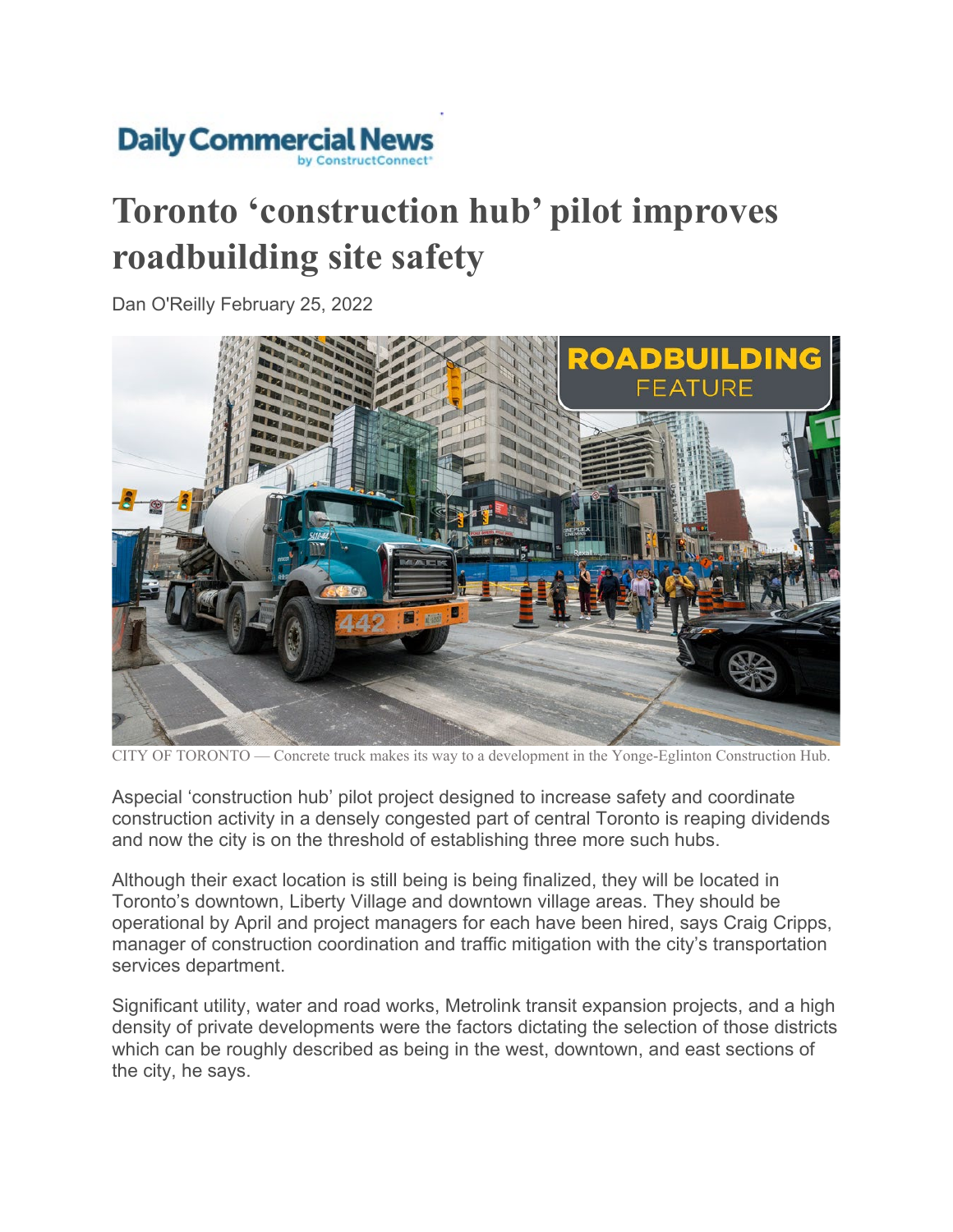Daily Commercial News
by ConstructConnect

# Toronto 'construction hub' pilot improves roadbuilding site safety

Dan O'Reilly February 25, 2022

CITY OF TORONTO — Concrete truck makes its way to a development in the Yonge-Eglinton Construction Hub.

Aspecial 'construction hub' pilot project designed to increase safety and coordinate construction activity in a densely congested part of central Toronto is reaping dividends and now the city is on the threshold of establishing three more such hubs.

Although their exact location is still being is being finalized, they will be located in Toronto's downtown, Liberty Village and downtown village areas. They should be operational by April and project managers for each have been hired, says Craig Cripps, manager of construction coordination and traffic mitigation with the city's transportation services department.

Significant utility, water and road works, Metrolink transit expansion projects, and a high density of private developments were the factors dictating the selection of those districts which can be roughly described as being in the west, downtown, and east sections of the city, he says.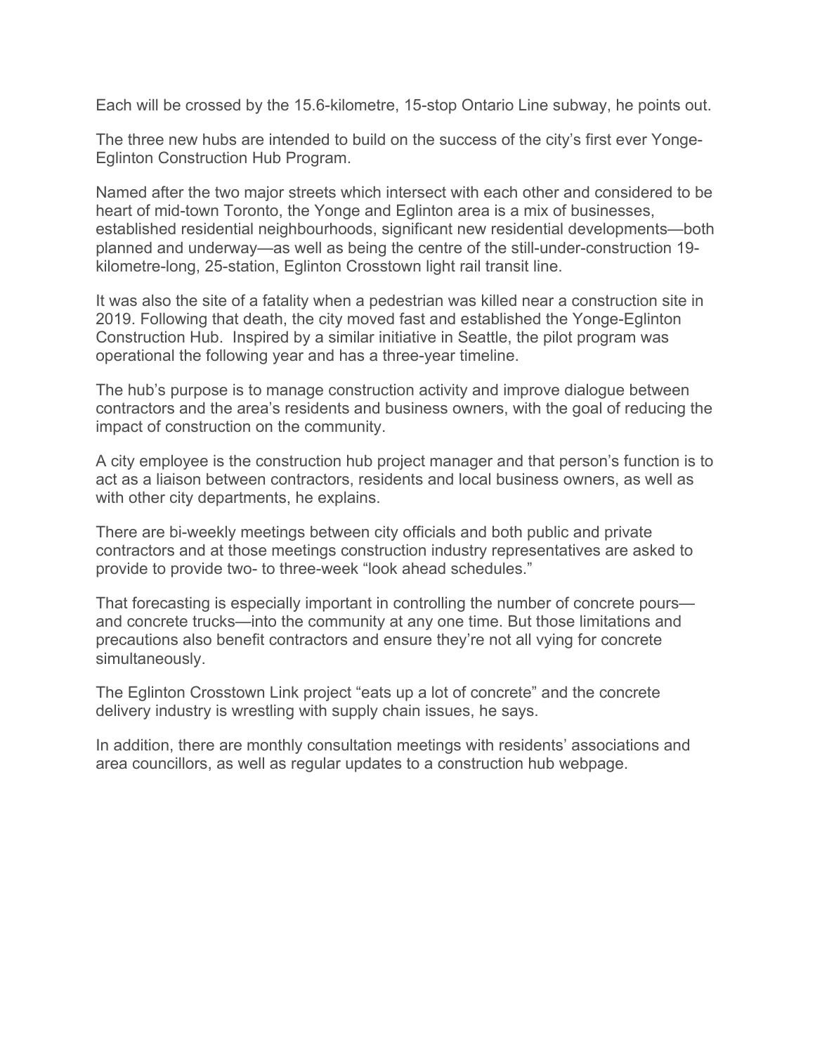Each will be crossed by the 15.6-kilometre, 15-stop Ontario Line subway, he points out.

The three new hubs are intended to build on the success of the city's first ever Yonge-Eglinton Construction Hub Program.

Named after the two major streets which intersect with each other and considered to be heart of mid-town Toronto, the Yonge and Eglinton area is a mix of businesses, established residential neighbourhoods, significant new residential developments—both planned and underway—as well as being the centre of the still-under-construction 19-kilometre-long, 25-station, Eglinton Crosstown light rail transit line.

It was also the site of a fatality when a pedestrian was killed near a construction site in 2019. Following that death, the city moved fast and established the Yonge-Eglinton Construction Hub. Inspired by a similar initiative in Seattle, the pilot program was operational the following year and has a three-year timeline.

The hub's purpose is to manage construction activity and improve dialogue between contractors and the area's residents and business owners, with the goal of reducing the impact of construction on the community.

A city employee is the construction hub project manager and that person's function is to act as a liaison between contractors, residents and local business owners, as well as with other city departments, he explains.

There are bi-weekly meetings between city officials and both public and private contractors and at those meetings construction industry representatives are asked to provide to provide two- to three-week "look ahead schedules."

That forecasting is especially important in controlling the number of concrete pours—and concrete trucks—into the community at any one time. But those limitations and precautions also benefit contractors and ensure they're not all vying for concrete simultaneously.

The Eglinton Crosstown Link project "eats up a lot of concrete" and the concrete delivery industry is wrestling with supply chain issues, he says.

In addition, there are monthly consultation meetings with residents' associations and area councillors, as well as regular updates to a construction hub webpage.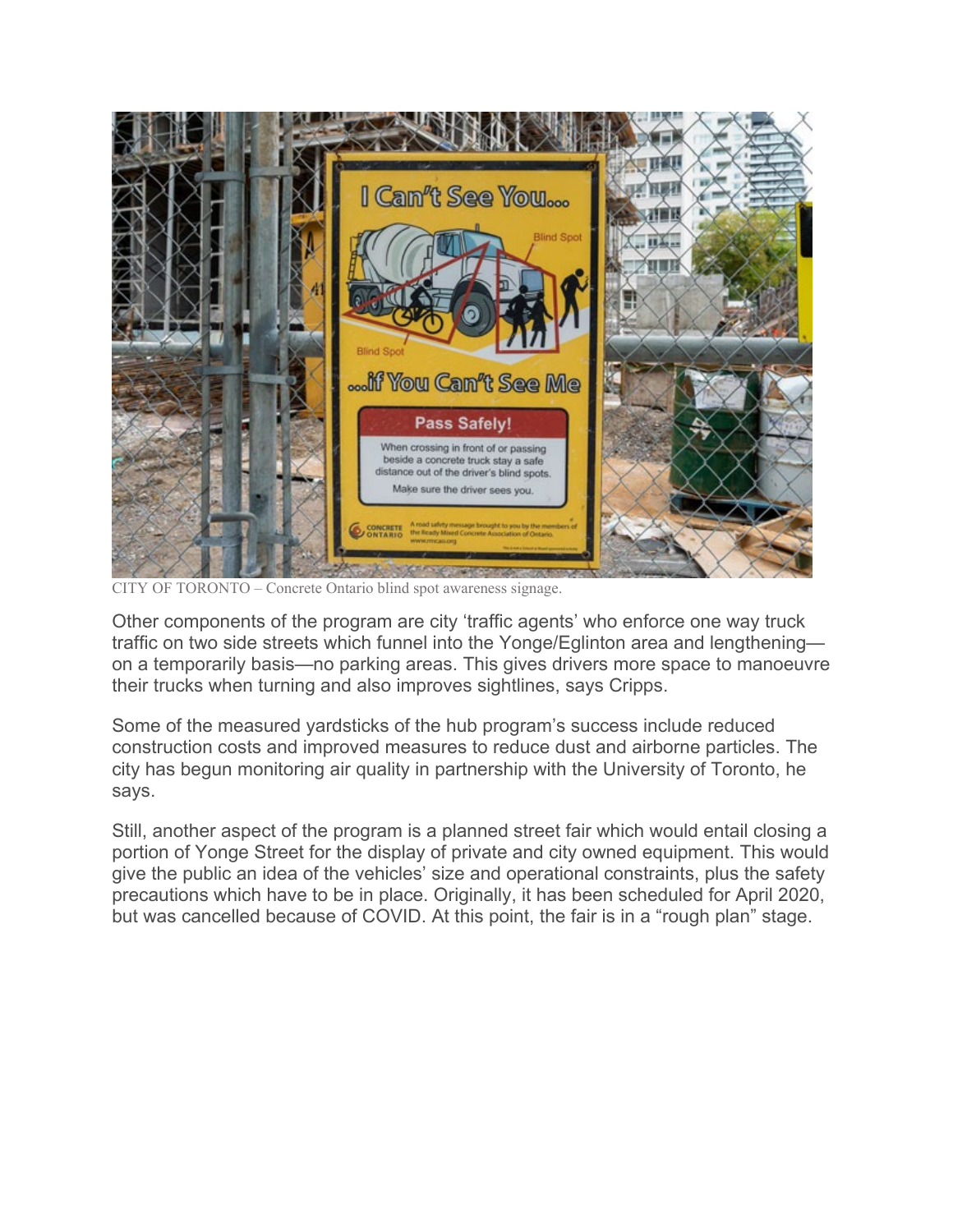CITY OF TORONTO – Concrete Ontario blind spot awareness signage.

Other components of the program are city ‘traffic agents’ who enforce one way truck traffic on two side streets which funnel into the Yonge/Eglinton area and lengthening—on a temporarily basis—no parking areas. This gives drivers more space to manoeuvre their trucks when turning and also improves sightlines, says Cripps.

Some of the measured yardsticks of the hub program’s success include reduced construction costs and improved measures to reduce dust and airborne particles. The city has begun monitoring air quality in partnership with the University of Toronto, he says.

Still, another aspect of the program is a planned street fair which would entail closing a portion of Yonge Street for the display of private and city owned equipment. This would give the public an idea of the vehicles’ size and operational constraints, plus the safety precautions which have to be in place. Originally, it has been scheduled for April 2020, but was cancelled because of COVID. At this point, the fair is in a “rough plan” stage.